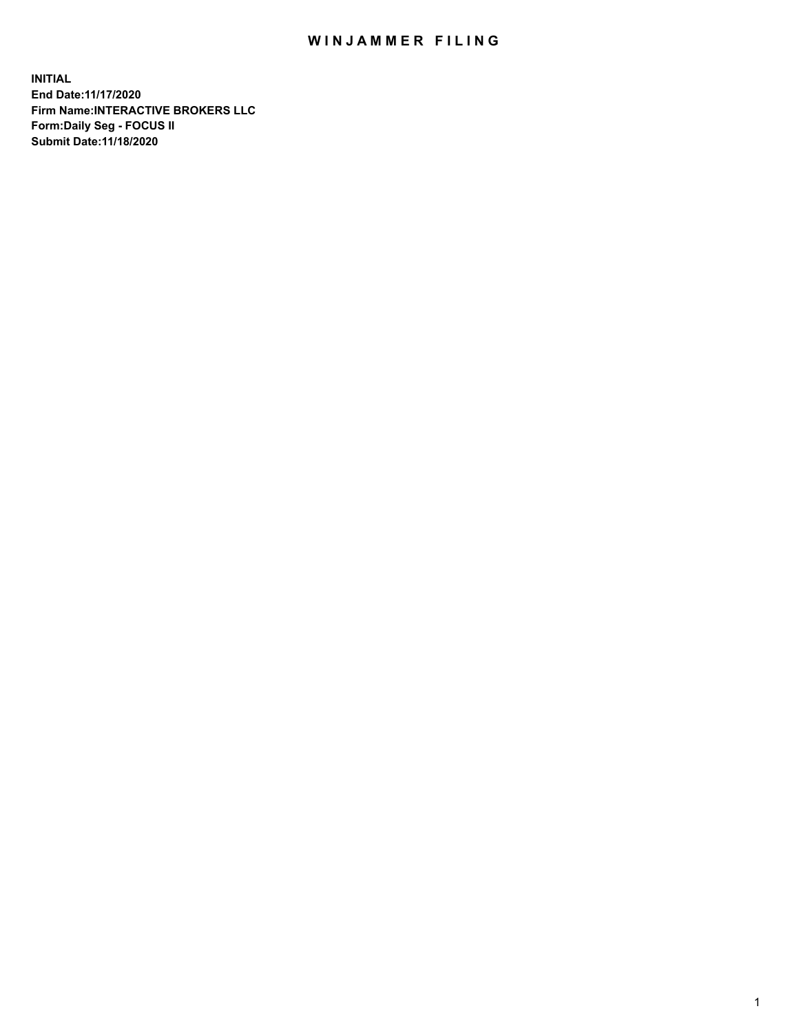# WINJAMMER FILING

**INITIAL**
**End Date:11/17/2020**
**Firm Name:INTERACTIVE BROKERS LLC**
**Form:Daily Seg - FOCUS II**
**Submit Date:11/18/2020**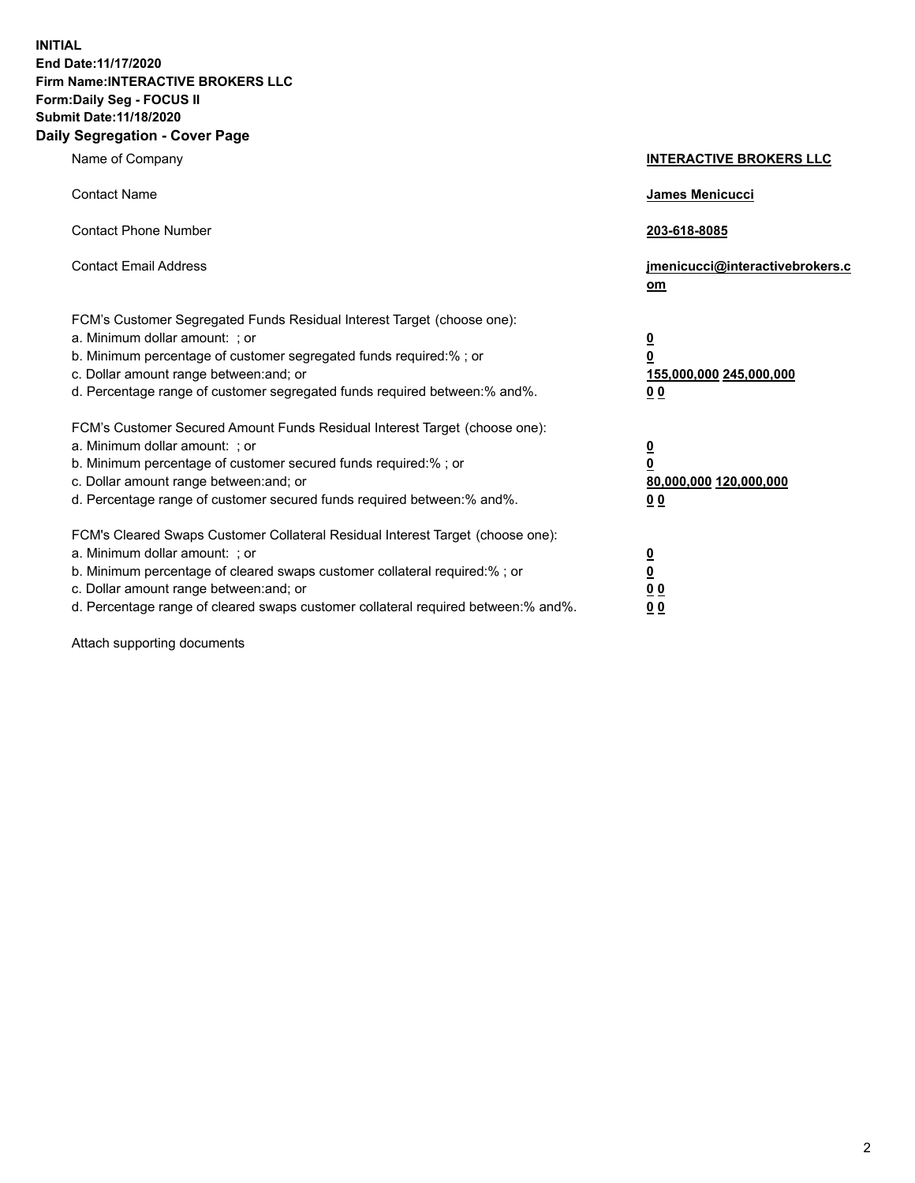**INITIAL**
**End Date:11/17/2020**
**Firm Name:INTERACTIVE BROKERS LLC**
**Form:Daily Seg - FOCUS II**
**Submit Date:11/18/2020**

## Daily Segregation - Cover Page

| | |
|---|---|
| Name of Company | **INTERACTIVE BROKERS LLC** |
| Contact Name | **James Menicucci** |
| Contact Phone Number | **203-618-8085** |
| Contact Email Address | **jmenicucci@interactivebrokers.com** |

| | |
|---|---|
| FCM's Customer Segregated Funds Residual Interest Target (choose one): | |
| a. Minimum dollar amount: ; or | **0** |
| b. Minimum percentage of customer segregated funds required:% ; or | **0** |
| c. Dollar amount range between:and; or | **155,000,000 245,000,000** |
| d. Percentage range of customer segregated funds required between:% and%. | **0 0** |

| | |
|---|---|
| FCM's Customer Secured Amount Funds Residual Interest Target (choose one): | |
| a. Minimum dollar amount: ; or | **0** |
| b. Minimum percentage of customer secured funds required:% ; or | **0** |
| c. Dollar amount range between:and; or | **80,000,000 120,000,000** |
| d. Percentage range of customer secured funds required between:% and%. | **0 0** |

| | |
|---|---|
| FCM's Cleared Swaps Customer Collateral Residual Interest Target (choose one): | |
| a. Minimum dollar amount: ; or | **0** |
| b. Minimum percentage of cleared swaps customer collateral required:% ; or | **0** |
| c. Dollar amount range between:and; or | **0 0** |
| d. Percentage range of cleared swaps customer collateral required between:% and%. | **0 0** |

Attach supporting documents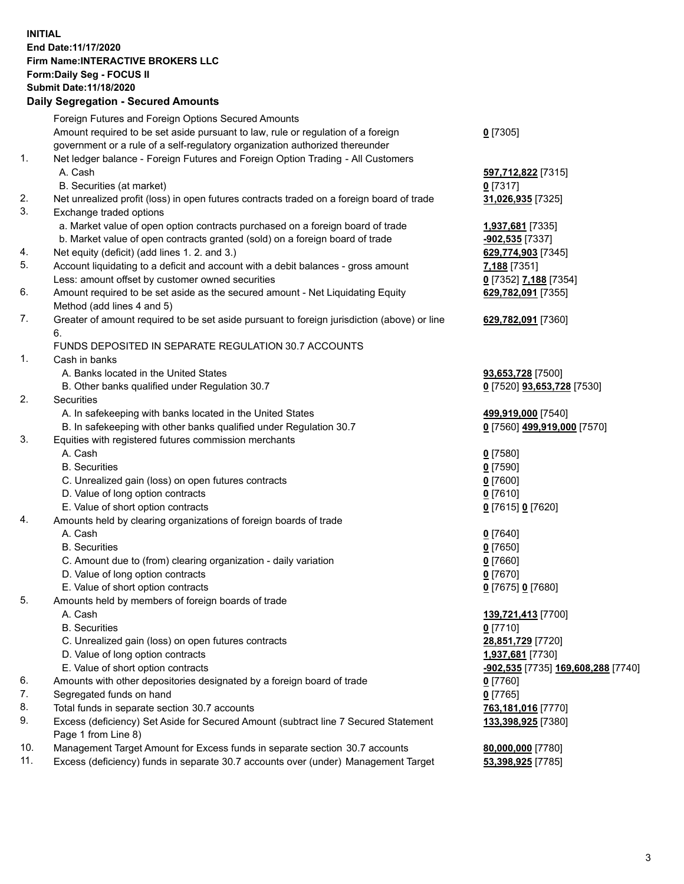**INITIAL**
**End Date:11/17/2020**
**Firm Name:INTERACTIVE BROKERS LLC**
**Form:Daily Seg - FOCUS II**
**Submit Date:11/18/2020**

## Daily Segregation - Secured Amounts

| | | |
|---|---|---|
| | Foreign Futures and Foreign Options Secured Amounts | |
| | Amount required to be set aside pursuant to law, rule or regulation of a foreign government or a rule of a self-regulatory organization authorized thereunder | **0** [7305] |
| 1. | Net ledger balance - Foreign Futures and Foreign Option Trading - All Customers | |
| | A. Cash | **597,712,822** [7315] |
| | B. Securities (at market) | **0** [7317] |
| 2. | Net unrealized profit (loss) in open futures contracts traded on a foreign board of trade | **31,026,935** [7325] |
| 3. | Exchange traded options | |
| | a. Market value of open option contracts purchased on a foreign board of trade | **1,937,681** [7335] |
| | b. Market value of open contracts granted (sold) on a foreign board of trade | **-902,535** [7337] |
| 4. | Net equity (deficit) (add lines 1. 2. and 3.) | **629,774,903** [7345] |
| 5. | Account liquidating to a deficit and account with a debit balances - gross amount | **7,188** [7351] |
| | Less: amount offset by customer owned securities | **0** [7352] **7,188** [7354] |
| 6. | Amount required to be set aside as the secured amount - Net Liquidating Equity Method (add lines 4 and 5) | **629,782,091** [7355] |
| 7. | Greater of amount required to be set aside pursuant to foreign jurisdiction (above) or line 6. | **629,782,091** [7360] |
| | FUNDS DEPOSITED IN SEPARATE REGULATION 30.7 ACCOUNTS | |
| 1. | Cash in banks | |
| | A. Banks located in the United States | **93,653,728** [7500] |
| | B. Other banks qualified under Regulation 30.7 | **0** [7520] **93,653,728** [7530] |
| 2. | Securities | |
| | A. In safekeeping with banks located in the United States | **499,919,000** [7540] |
| | B. In safekeeping with other banks qualified under Regulation 30.7 | **0** [7560] **499,919,000** [7570] |
| 3. | Equities with registered futures commission merchants | |
| | A. Cash | **0** [7580] |
| | B. Securities | **0** [7590] |
| | C. Unrealized gain (loss) on open futures contracts | **0** [7600] |
| | D. Value of long option contracts | **0** [7610] |
| | E. Value of short option contracts | **0** [7615] **0** [7620] |
| 4. | Amounts held by clearing organizations of foreign boards of trade | |
| | A. Cash | **0** [7640] |
| | B. Securities | **0** [7650] |
| | C. Amount due to (from) clearing organization - daily variation | **0** [7660] |
| | D. Value of long option contracts | **0** [7670] |
| | E. Value of short option contracts | **0** [7675] **0** [7680] |
| 5. | Amounts held by members of foreign boards of trade | |
| | A. Cash | **139,721,413** [7700] |
| | B. Securities | **0** [7710] |
| | C. Unrealized gain (loss) on open futures contracts | **28,851,729** [7720] |
| | D. Value of long option contracts | **1,937,681** [7730] |
| | E. Value of short option contracts | **-902,535** [7735] **169,608,288** [7740] |
| 6. | Amounts with other depositories designated by a foreign board of trade | **0** [7760] |
| 7. | Segregated funds on hand | **0** [7765] |
| 8. | Total funds in separate section 30.7 accounts | **763,181,016** [7770] |
| 9. | Excess (deficiency) Set Aside for Secured Amount (subtract line 7 Secured Statement Page 1 from Line 8) | **133,398,925** [7380] |
| 10. | Management Target Amount for Excess funds in separate section 30.7 accounts | **80,000,000** [7780] |
| 11. | Excess (deficiency) funds in separate 30.7 accounts over (under) Management Target | **53,398,925** [7785] |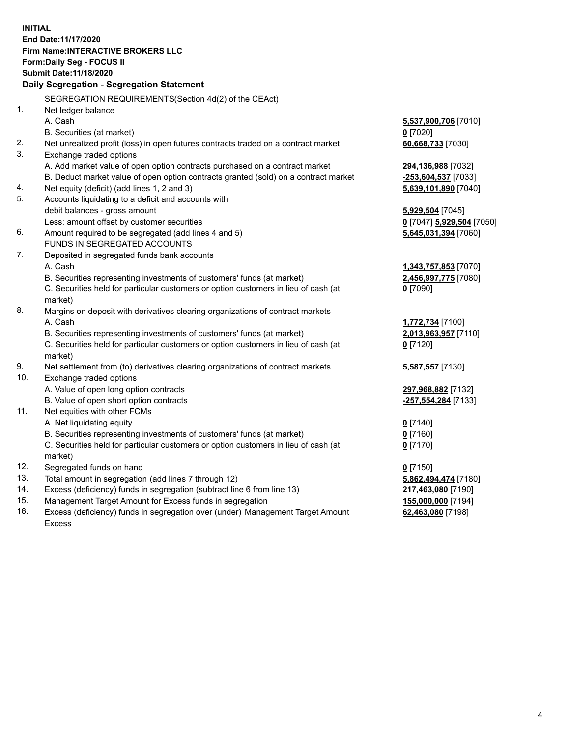**INITIAL**
**End Date:11/17/2020**
**Firm Name:INTERACTIVE BROKERS LLC**
**Form:Daily Seg - FOCUS II**
**Submit Date:11/18/2020**

## Daily Segregation - Segregation Statement

SEGREGATION REQUIREMENTS(Section 4d(2) of the CEAct)

| | | |
|---|---|---|
| 1. | Net ledger balance | |
| | A. Cash | **5,537,900,706** [7010] |
| | B. Securities (at market) | **0** [7020] |
| 2. | Net unrealized profit (loss) in open futures contracts traded on a contract market | **60,668,733** [7030] |
| 3. | Exchange traded options | |
| | A. Add market value of open option contracts purchased on a contract market | **294,136,988** [7032] |
| | B. Deduct market value of open option contracts granted (sold) on a contract market | **-253,604,537** [7033] |
| 4. | Net equity (deficit) (add lines 1, 2 and 3) | **5,639,101,890** [7040] |
| 5. | Accounts liquidating to a deficit and accounts with | |
| | debit balances - gross amount | **5,929,504** [7045] |
| | Less: amount offset by customer securities | **0** [7047] **5,929,504** [7050] |
| 6. | Amount required to be segregated (add lines 4 and 5) | **5,645,031,394** [7060] |
| | FUNDS IN SEGREGATED ACCOUNTS | |
| 7. | Deposited in segregated funds bank accounts | |
| | A. Cash | **1,343,757,853** [7070] |
| | B. Securities representing investments of customers' funds (at market) | **2,456,997,775** [7080] |
| | C. Securities held for particular customers or option customers in lieu of cash (at market) | **0** [7090] |
| 8. | Margins on deposit with derivatives clearing organizations of contract markets | |
| | A. Cash | **1,772,734** [7100] |
| | B. Securities representing investments of customers' funds (at market) | **2,013,963,957** [7110] |
| | C. Securities held for particular customers or option customers in lieu of cash (at market) | **0** [7120] |
| 9. | Net settlement from (to) derivatives clearing organizations of contract markets | **5,587,557** [7130] |
| 10. | Exchange traded options | |
| | A. Value of open long option contracts | **297,968,882** [7132] |
| | B. Value of open short option contracts | **-257,554,284** [7133] |
| 11. | Net equities with other FCMs | |
| | A. Net liquidating equity | **0** [7140] |
| | B. Securities representing investments of customers' funds (at market) | **0** [7160] |
| | C. Securities held for particular customers or option customers in lieu of cash (at market) | **0** [7170] |
| 12. | Segregated funds on hand | **0** [7150] |
| 13. | Total amount in segregation (add lines 7 through 12) | **5,862,494,474** [7180] |
| 14. | Excess (deficiency) funds in segregation (subtract line 6 from line 13) | **217,463,080** [7190] |
| 15. | Management Target Amount for Excess funds in segregation | **155,000,000** [7194] |
| 16. | Excess (deficiency) funds in segregation over (under) Management Target Amount Excess | **62,463,080** [7198] |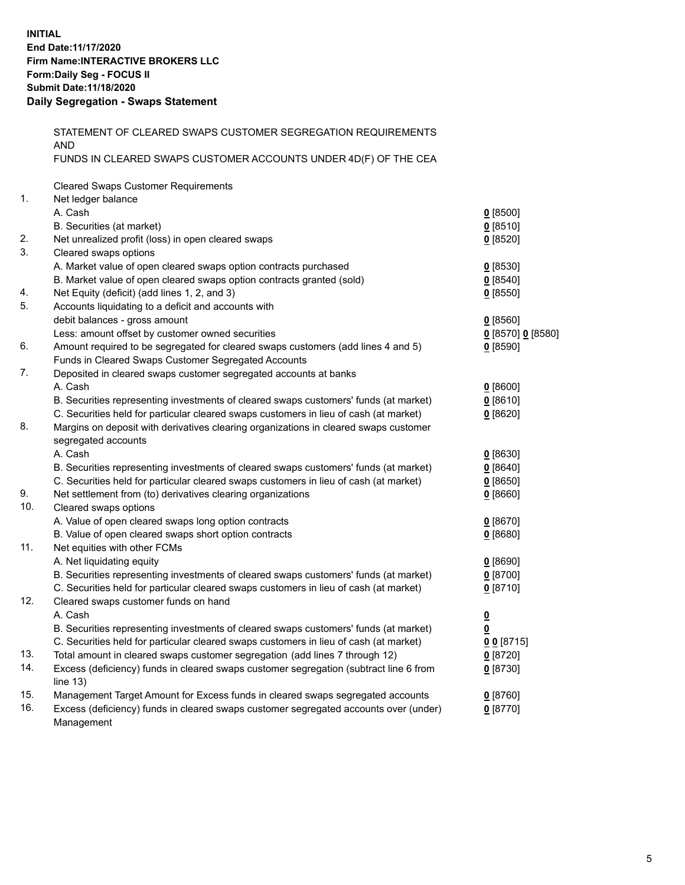**INITIAL**
**End Date:11/17/2020**
**Firm Name:INTERACTIVE BROKERS LLC**
**Form:Daily Seg - FOCUS II**
**Submit Date:11/18/2020**
**Daily Segregation - Swaps Statement**

STATEMENT OF CLEARED SWAPS CUSTOMER SEGREGATION REQUIREMENTS AND FUNDS IN CLEARED SWAPS CUSTOMER ACCOUNTS UNDER 4D(F) OF THE CEA

| | | |
|---|---|---|
| | Cleared Swaps Customer Requirements | |
| 1. | Net ledger balance | |
| | A. Cash | 0 [8500] |
| | B. Securities (at market) | 0 [8510] |
| 2. | Net unrealized profit (loss) in open cleared swaps | 0 [8520] |
| 3. | Cleared swaps options | |
| | A. Market value of open cleared swaps option contracts purchased | 0 [8530] |
| | B. Market value of open cleared swaps option contracts granted (sold) | 0 [8540] |
| 4. | Net Equity (deficit) (add lines 1, 2, and 3) | 0 [8550] |
| 5. | Accounts liquidating to a deficit and accounts with debit balances - gross amount | 0 [8560] |
| | Less: amount offset by customer owned securities | 0 [8570] 0 [8580] |
| 6. | Amount required to be segregated for cleared swaps customers (add lines 4 and 5) | 0 [8590] |
| | Funds in Cleared Swaps Customer Segregated Accounts | |
| 7. | Deposited in cleared swaps customer segregated accounts at banks | |
| | A. Cash | 0 [8600] |
| | B. Securities representing investments of cleared swaps customers' funds (at market) | 0 [8610] |
| | C. Securities held for particular cleared swaps customers in lieu of cash (at market) | 0 [8620] |
| 8. | Margins on deposit with derivatives clearing organizations in cleared swaps customer segregated accounts | |
| | A. Cash | 0 [8630] |
| | B. Securities representing investments of cleared swaps customers' funds (at market) | 0 [8640] |
| | C. Securities held for particular cleared swaps customers in lieu of cash (at market) | 0 [8650] |
| 9. | Net settlement from (to) derivatives clearing organizations | 0 [8660] |
| 10. | Cleared swaps options | |
| | A. Value of open cleared swaps long option contracts | 0 [8670] |
| | B. Value of open cleared swaps short option contracts | 0 [8680] |
| 11. | Net equities with other FCMs | |
| | A. Net liquidating equity | 0 [8690] |
| | B. Securities representing investments of cleared swaps customers' funds (at market) | 0 [8700] |
| | C. Securities held for particular cleared swaps customers in lieu of cash (at market) | 0 [8710] |
| 12. | Cleared swaps customer funds on hand | |
| | A. Cash | 0 |
| | B. Securities representing investments of cleared swaps customers' funds (at market) | 0 |
| | C. Securities held for particular cleared swaps customers in lieu of cash (at market) | 0 0 [8715] |
| 13. | Total amount in cleared swaps customer segregation (add lines 7 through 12) | 0 [8720] |
| 14. | Excess (deficiency) funds in cleared swaps customer segregation (subtract line 6 from line 13) | 0 [8730] |
| 15. | Management Target Amount for Excess funds in cleared swaps segregated accounts | 0 [8760] |
| 16. | Excess (deficiency) funds in cleared swaps customer segregated accounts over (under) Management | 0 [8770] |